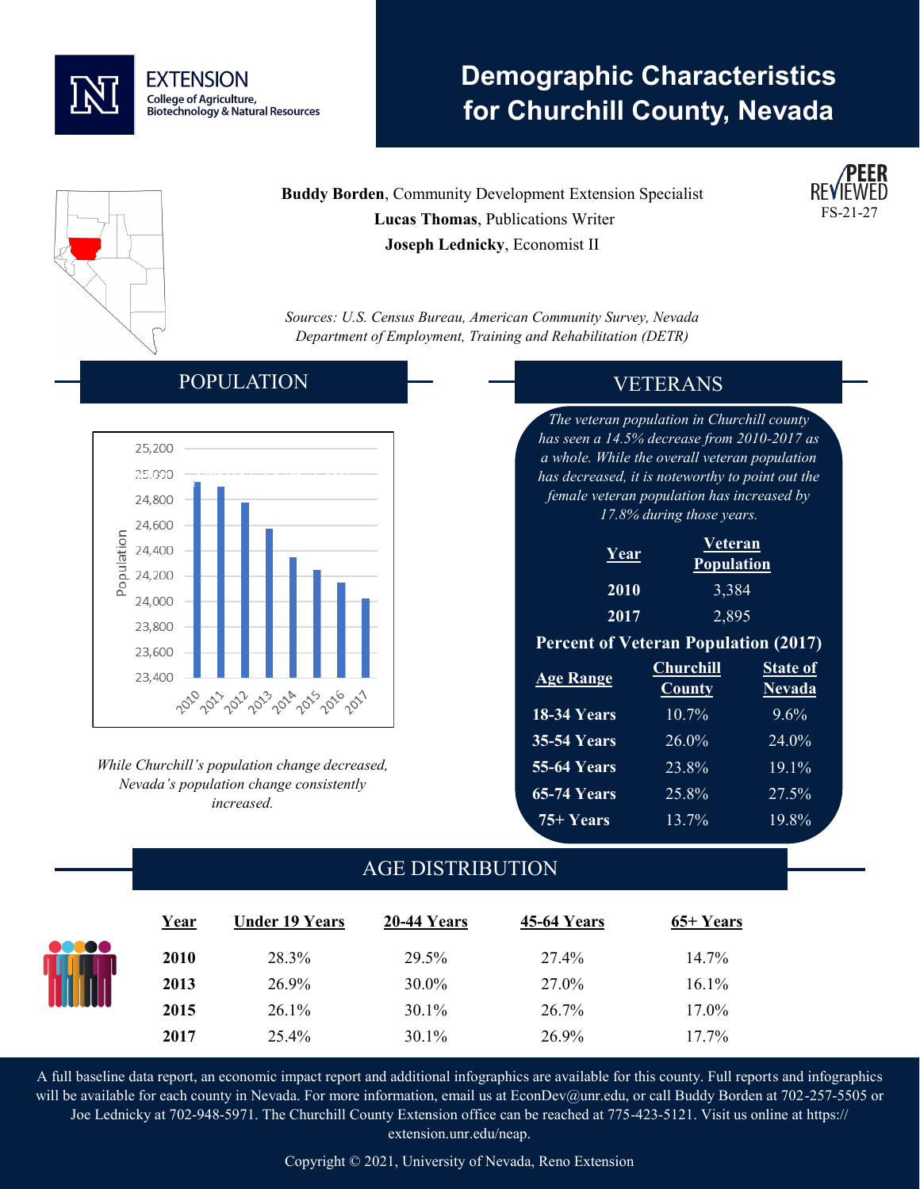EXTENSION
College of Agriculture, Biotechnology & Natural Resources

# Demographic Characteristics for Churchill County, Nevada

**Buddy Borden**, Community Development Extension Specialist
**Lucas Thomas**, Publications Writer
**Joseph Lednicky**, Economist II

PEER REVIEWED
FS-21-27

*Sources: U.S. Census Bureau, American Community Survey, Nevada Department of Employment, Training and Rehabilitation (DETR)*

## POPULATION

*While Churchill's population change decreased, Nevada's population change consistently increased.*

## VETERANS

*The veteran population in Churchill county has seen a 14.5% decrease from 2010-2017 as a whole. While the overall veteran population has decreased, it is noteworthy to point out the female veteran population has increased by 17.8% during those years.*

| Year | Veteran Population |
|---|---|
| **2010** | 3,384 |
| **2017** | 2,895 |

**Percent of Veteran Population (2017)**

| Age Range | Churchill County | State of Nevada |
|---|---|---|
| **18-34 Years** | 10.7% | 9.6% |
| **35-54 Years** | 26.0% | 24.0% |
| **55-64 Years** | 23.8% | 19.1% |
| **65-74 Years** | 25.8% | 27.5% |
| **75+ Years** | 13.7% | 19.8% |

## AGE DISTRIBUTION

| Year | Under 19 Years | 20-44 Years | 45-64 Years | 65+ Years |
|---|---|---|---|---|
| **2010** | 28.3% | 29.5% | 27.4% | 14.7% |
| **2013** | 26.9% | 30.0% | 27.0% | 16.1% |
| **2015** | 26.1% | 30.1% | 26.7% | 17.0% |
| **2017** | 25.4% | 30.1% | 26.9% | 17.7% |

A full baseline data report, an economic impact report and additional infographics are available for this county. Full reports and infographics will be available for each county in Nevada. For more information, email us at EconDev@unr.edu, or call Buddy Borden at 702-257-5505 or Joe Lednicky at 702-948-5971. The Churchill County Extension office can be reached at 775-423-5121. Visit us online at https://extension.unr.edu/neap.

Copyright © 2021, University of Nevada, Reno Extension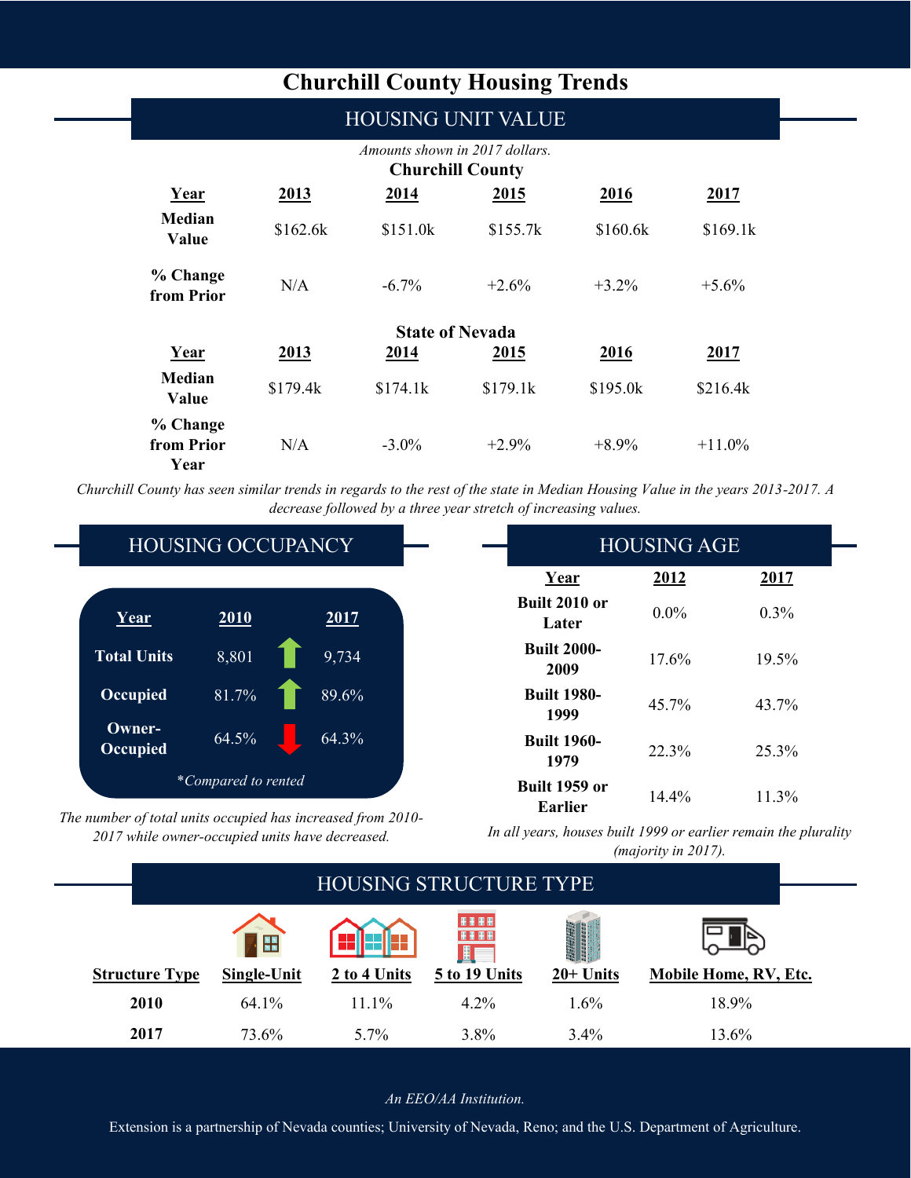# Churchill County Housing Trends

## HOUSING UNIT VALUE

*Amounts shown in 2017 dollars.*

**Churchill County**

| Year | 2013 | 2014 | 2015 | 2016 | 2017 |
|---|---|---|---|---|---|
| **Median Value** | $162.6k | $151.0k | $155.7k | $160.6k | $169.1k |
| **% Change from Prior** | N/A | -6.7% | +2.6% | +3.2% | +5.6% |

**State of Nevada**

| Year | 2013 | 2014 | 2015 | 2016 | 2017 |
|---|---|---|---|---|---|
| **Median Value** | $179.4k | $174.1k | $179.1k | $195.0k | $216.4k |
| **% Change from Prior Year** | N/A | -3.0% | +2.9% | +8.9% | +11.0% |

*Churchill County has seen similar trends in regards to the rest of the state in Median Housing Value in the years 2013-2017. A decrease followed by a three year stretch of increasing values.*

## HOUSING OCCUPANCY

| Year | 2010 | 2017 |
|---|---|---|
| **Total Units** | 8,801 | 9,734 |
| **Occupied** | 81.7% | 89.6% |
| **Owner-Occupied** | 64.5% | 64.3% |

*Compared to rented

*The number of total units occupied has increased from 2010-2017 while owner-occupied units have decreased.*

## HOUSING AGE

| Year | 2012 | 2017 |
|---|---|---|
| **Built 2010 or Later** | 0.0% | 0.3% |
| **Built 2000-2009** | 17.6% | 19.5% |
| **Built 1980-1999** | 45.7% | 43.7% |
| **Built 1960-1979** | 22.3% | 25.3% |
| **Built 1959 or Earlier** | 14.4% | 11.3% |

*In all years, houses built 1999 or earlier remain the plurality (majority in 2017).*

## HOUSING STRUCTURE TYPE

| Structure Type | Single-Unit | 2 to 4 Units | 5 to 19 Units | 20+ Units | Mobile Home, RV, Etc. |
|---|---|---|---|---|---|
| **2010** | 64.1% | 11.1% | 4.2% | 1.6% | 18.9% |
| **2017** | 73.6% | 5.7% | 3.8% | 3.4% | 13.6% |

*An EEO/AA Institution.*

Extension is a partnership of Nevada counties; University of Nevada, Reno; and the U.S. Department of Agriculture.